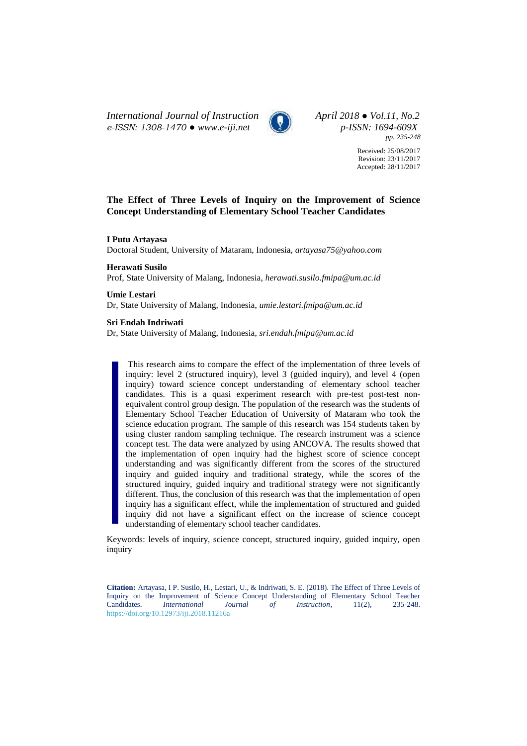Received: 25/08/2017
Revision: 23/11/2017
Accepted: 28/11/2017

# The Effect of Three Levels of Inquiry on the Improvement of Science Concept Understanding of Elementary School Teacher Candidates

**I Putu Artayasa**
Doctoral Student, University of Mataram, Indonesia, *artayasa75@yahoo.com*

**Herawati Susilo**
Prof, State University of Malang, Indonesia, *herawati.susilo.fmipa@um.ac.id*

**Umie Lestari**
Dr, State University of Malang, Indonesia, *umie.lestari.fmipa@um.ac.id*

**Sri Endah Indriwati**
Dr, State University of Malang, Indonesia, *sri.endah.fmipa@um.ac.id*

This research aims to compare the effect of the implementation of three levels of inquiry: level 2 (structured inquiry), level 3 (guided inquiry), and level 4 (open inquiry) toward science concept understanding of elementary school teacher candidates. This is a quasi experiment research with pre-test post-test non-equivalent control group design. The population of the research was the students of Elementary School Teacher Education of University of Mataram who took the science education program. The sample of this research was 154 students taken by using cluster random sampling technique. The research instrument was a science concept test. The data were analyzed by using ANCOVA. The results showed that the implementation of open inquiry had the highest score of science concept understanding and was significantly different from the scores of the structured inquiry and guided inquiry and traditional strategy, while the scores of the structured inquiry, guided inquiry and traditional strategy were not significantly different. Thus, the conclusion of this research was that the implementation of open inquiry has a significant effect, while the implementation of structured and guided inquiry did not have a significant effect on the increase of science concept understanding of elementary school teacher candidates.

Keywords: levels of inquiry, science concept, structured inquiry, guided inquiry, open inquiry

**Citation:** Artayasa, I P. Susilo, H., Lestari, U., & Indriwati, S. E. (2018). The Effect of Three Levels of Inquiry on the Improvement of Science Concept Understanding of Elementary School Teacher Candidates. *International Journal of Instruction*, 11(2), 235-248. https://doi.org/10.12973/iji.2018.11216a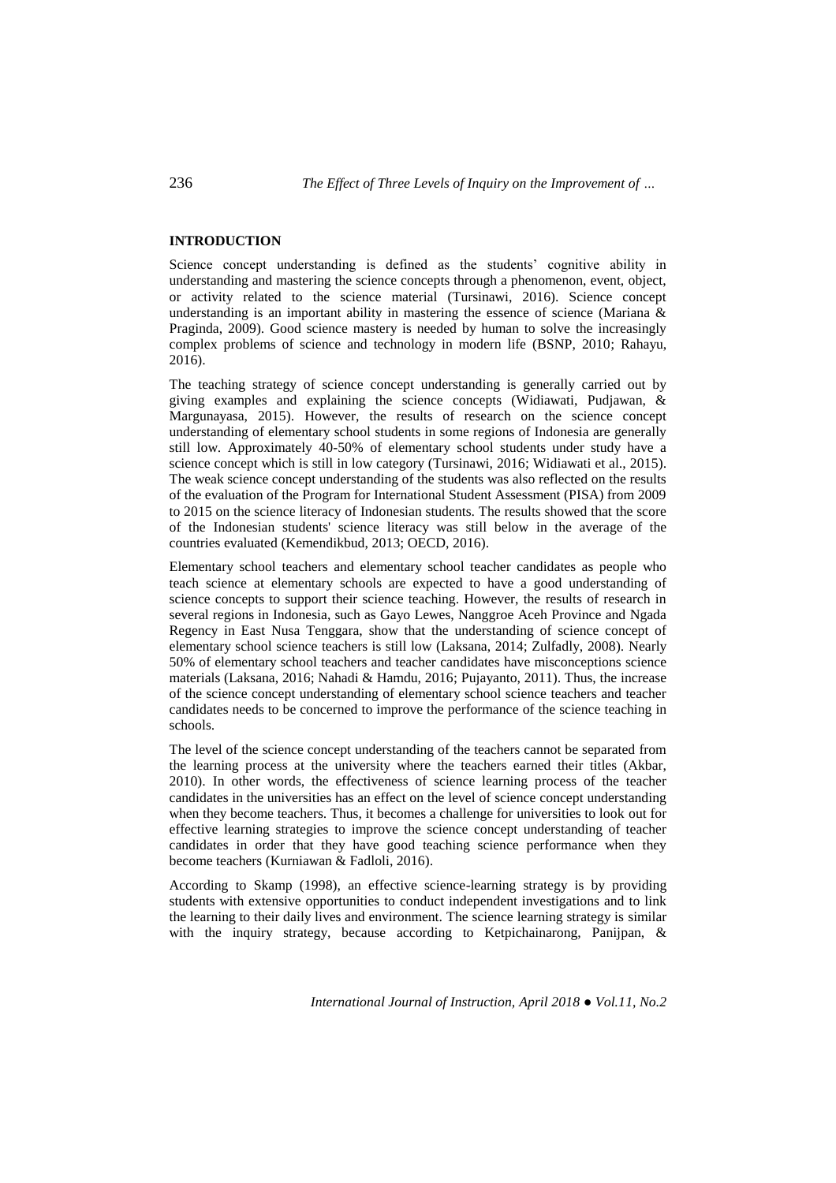## INTRODUCTION

Science concept understanding is defined as the students' cognitive ability in understanding and mastering the science concepts through a phenomenon, event, object, or activity related to the science material (Tursinawi, 2016). Science concept understanding is an important ability in mastering the essence of science (Mariana & Praginda, 2009). Good science mastery is needed by human to solve the increasingly complex problems of science and technology in modern life (BSNP, 2010; Rahayu, 2016).

The teaching strategy of science concept understanding is generally carried out by giving examples and explaining the science concepts (Widiawati, Pudjawan, & Margunayasa, 2015). However, the results of research on the science concept understanding of elementary school students in some regions of Indonesia are generally still low. Approximately 40-50% of elementary school students under study have a science concept which is still in low category (Tursinawi, 2016; Widiawati et al., 2015). The weak science concept understanding of the students was also reflected on the results of the evaluation of the Program for International Student Assessment (PISA) from 2009 to 2015 on the science literacy of Indonesian students. The results showed that the score of the Indonesian students' science literacy was still below in the average of the countries evaluated (Kemendikbud, 2013; OECD, 2016).

Elementary school teachers and elementary school teacher candidates as people who teach science at elementary schools are expected to have a good understanding of science concepts to support their science teaching. However, the results of research in several regions in Indonesia, such as Gayo Lewes, Nanggroe Aceh Province and Ngada Regency in East Nusa Tenggara, show that the understanding of science concept of elementary school science teachers is still low (Laksana, 2014; Zulfadly, 2008). Nearly 50% of elementary school teachers and teacher candidates have misconceptions science materials (Laksana, 2016; Nahadi & Hamdu, 2016; Pujayanto, 2011). Thus, the increase of the science concept understanding of elementary school science teachers and teacher candidates needs to be concerned to improve the performance of the science teaching in schools.

The level of the science concept understanding of the teachers cannot be separated from the learning process at the university where the teachers earned their titles (Akbar, 2010). In other words, the effectiveness of science learning process of the teacher candidates in the universities has an effect on the level of science concept understanding when they become teachers. Thus, it becomes a challenge for universities to look out for effective learning strategies to improve the science concept understanding of teacher candidates in order that they have good teaching science performance when they become teachers (Kurniawan & Fadloli, 2016).

According to Skamp (1998), an effective science-learning strategy is by providing students with extensive opportunities to conduct independent investigations and to link the learning to their daily lives and environment. The science learning strategy is similar with the inquiry strategy, because according to Ketpichainarong, Panijpan, &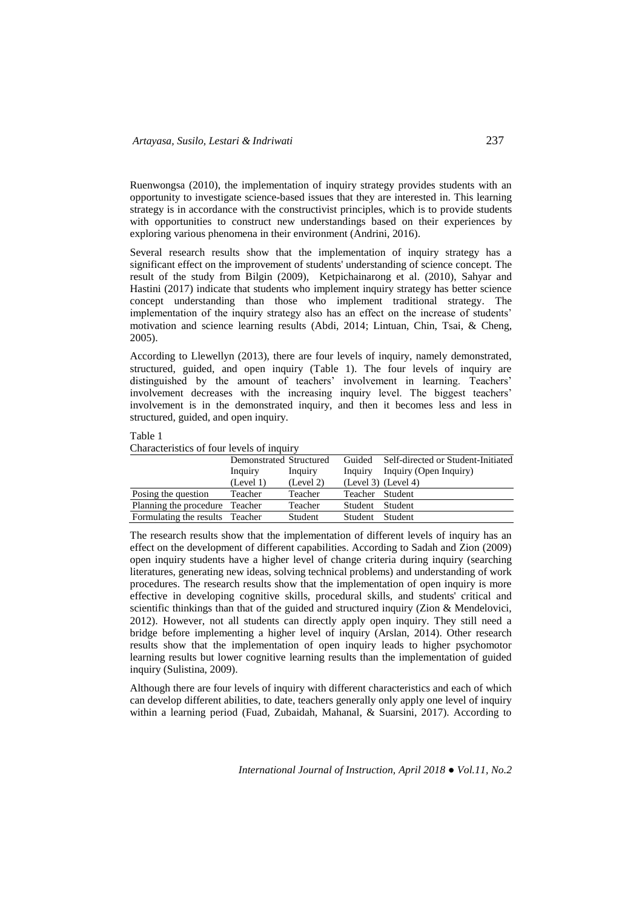Ruenwongsa (2010), the implementation of inquiry strategy provides students with an opportunity to investigate science-based issues that they are interested in. This learning strategy is in accordance with the constructivist principles, which is to provide students with opportunities to construct new understandings based on their experiences by exploring various phenomena in their environment (Andrini, 2016).

Several research results show that the implementation of inquiry strategy has a significant effect on the improvement of students' understanding of science concept. The result of the study from Bilgin (2009), Ketpichainarong et al. (2010), Sahyar and Hastini (2017) indicate that students who implement inquiry strategy has better science concept understanding than those who implement traditional strategy. The implementation of the inquiry strategy also has an effect on the increase of students' motivation and science learning results (Abdi, 2014; Lintuan, Chin, Tsai, & Cheng, 2005).

According to Llewellyn (2013), there are four levels of inquiry, namely demonstrated, structured, guided, and open inquiry (Table 1). The four levels of inquiry are distinguished by the amount of teachers' involvement in learning. Teachers' involvement decreases with the increasing inquiry level. The biggest teachers' involvement is in the demonstrated inquiry, and then it becomes less and less in structured, guided, and open inquiry.

Table 1
Characteristics of four levels of inquiry

| | Demonstrated Inquiry (Level 1) | Structured Inquiry (Level 2) | Guided Inquiry (Level 3) | Self-directed or Student-Initiated Inquiry (Open Inquiry) (Level 4) |
|---|---|---|---|---|
| Posing the question | Teacher | Teacher | Teacher | Student |
| Planning the procedure | Teacher | Teacher | Student | Student |
| Formulating the results | Teacher | Student | Student | Student |

The research results show that the implementation of different levels of inquiry has an effect on the development of different capabilities. According to Sadah and Zion (2009) open inquiry students have a higher level of change criteria during inquiry (searching literatures, generating new ideas, solving technical problems) and understanding of work procedures. The research results show that the implementation of open inquiry is more effective in developing cognitive skills, procedural skills, and students' critical and scientific thinkings than that of the guided and structured inquiry (Zion & Mendelovici, 2012). However, not all students can directly apply open inquiry. They still need a bridge before implementing a higher level of inquiry (Arslan, 2014). Other research results show that the implementation of open inquiry leads to higher psychomotor learning results but lower cognitive learning results than the implementation of guided inquiry (Sulistina, 2009).

Although there are four levels of inquiry with different characteristics and each of which can develop different abilities, to date, teachers generally only apply one level of inquiry within a learning period (Fuad, Zubaidah, Mahanal, & Suarsini, 2017). According to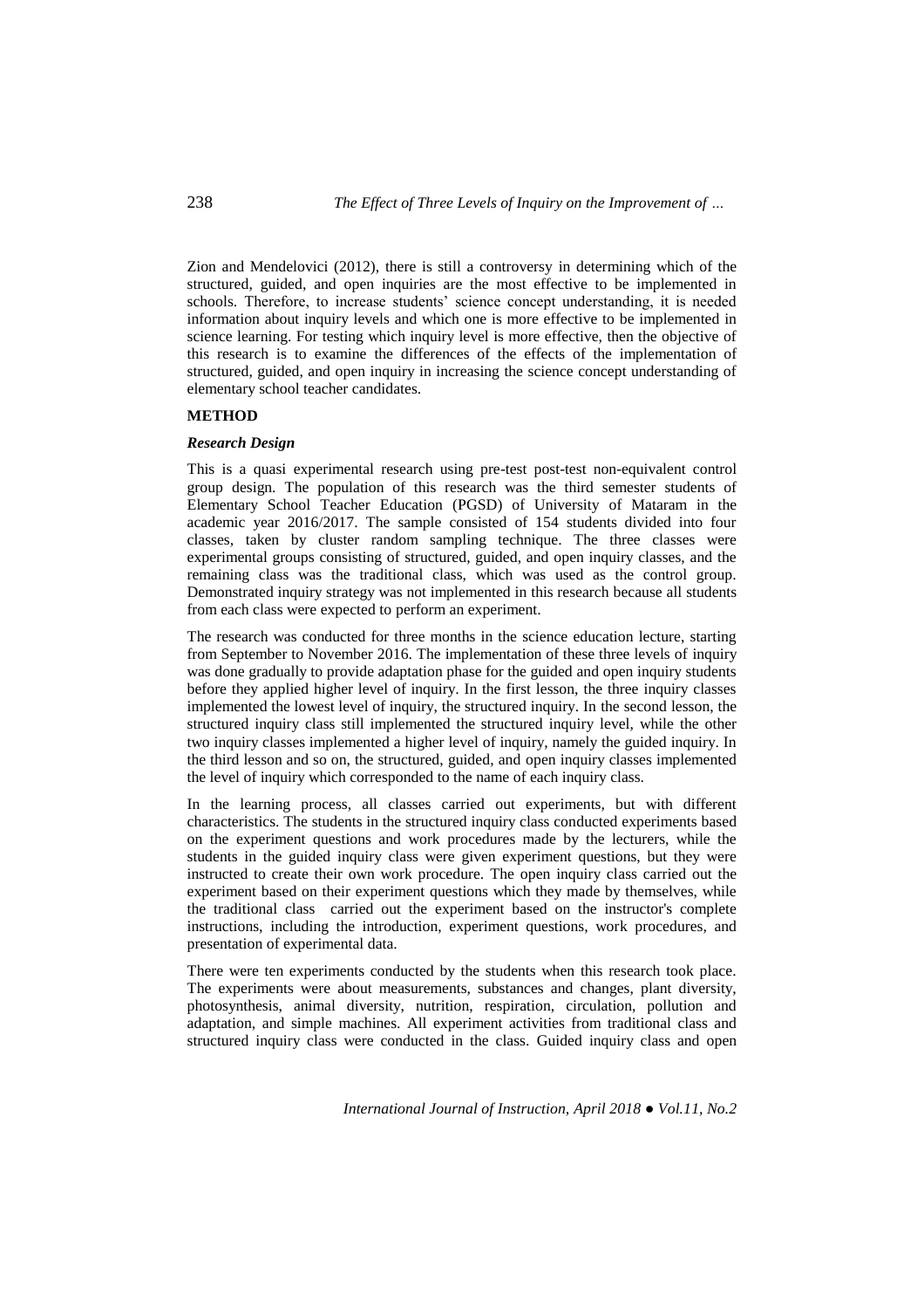Zion and Mendelovici (2012), there is still a controversy in determining which of the structured, guided, and open inquiries are the most effective to be implemented in schools. Therefore, to increase students' science concept understanding, it is needed information about inquiry levels and which one is more effective to be implemented in science learning. For testing which inquiry level is more effective, then the objective of this research is to examine the differences of the effects of the implementation of structured, guided, and open inquiry in increasing the science concept understanding of elementary school teacher candidates.

## METHOD

### *Research Design*

This is a quasi experimental research using pre-test post-test non-equivalent control group design. The population of this research was the third semester students of Elementary School Teacher Education (PGSD) of University of Mataram in the academic year 2016/2017. The sample consisted of 154 students divided into four classes, taken by cluster random sampling technique. The three classes were experimental groups consisting of structured, guided, and open inquiry classes, and the remaining class was the traditional class, which was used as the control group. Demonstrated inquiry strategy was not implemented in this research because all students from each class were expected to perform an experiment.

The research was conducted for three months in the science education lecture, starting from September to November 2016. The implementation of these three levels of inquiry was done gradually to provide adaptation phase for the guided and open inquiry students before they applied higher level of inquiry. In the first lesson, the three inquiry classes implemented the lowest level of inquiry, the structured inquiry. In the second lesson, the structured inquiry class still implemented the structured inquiry level, while the other two inquiry classes implemented a higher level of inquiry, namely the guided inquiry. In the third lesson and so on, the structured, guided, and open inquiry classes implemented the level of inquiry which corresponded to the name of each inquiry class.

In the learning process, all classes carried out experiments, but with different characteristics. The students in the structured inquiry class conducted experiments based on the experiment questions and work procedures made by the lecturers, while the students in the guided inquiry class were given experiment questions, but they were instructed to create their own work procedure. The open inquiry class carried out the experiment based on their experiment questions which they made by themselves, while the traditional class carried out the experiment based on the instructor's complete instructions, including the introduction, experiment questions, work procedures, and presentation of experimental data.

There were ten experiments conducted by the students when this research took place. The experiments were about measurements, substances and changes, plant diversity, photosynthesis, animal diversity, nutrition, respiration, circulation, pollution and adaptation, and simple machines. All experiment activities from traditional class and structured inquiry class were conducted in the class. Guided inquiry class and open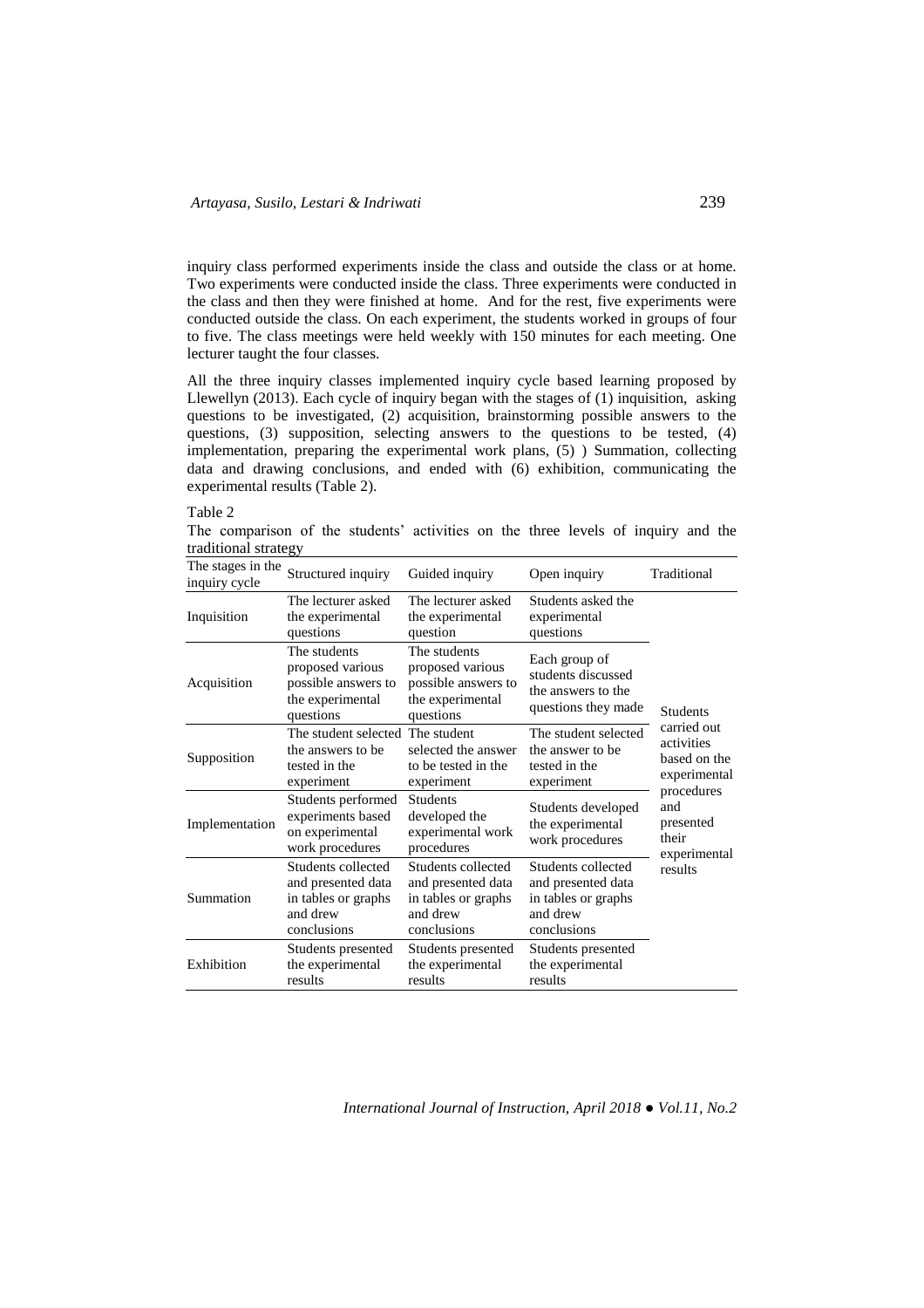inquiry class performed experiments inside the class and outside the class or at home. Two experiments were conducted inside the class. Three experiments were conducted in the class and then they were finished at home. And for the rest, five experiments were conducted outside the class. On each experiment, the students worked in groups of four to five. The class meetings were held weekly with 150 minutes for each meeting. One lecturer taught the four classes.

All the three inquiry classes implemented inquiry cycle based learning proposed by Llewellyn (2013). Each cycle of inquiry began with the stages of (1) inquisition, asking questions to be investigated, (2) acquisition, brainstorming possible answers to the questions, (3) supposition, selecting answers to the questions to be tested, (4) implementation, preparing the experimental work plans, (5) ) Summation, collecting data and drawing conclusions, and ended with (6) exhibition, communicating the experimental results (Table 2).

Table 2

The comparison of the students' activities on the three levels of inquiry and the traditional strategy

| The stages in the inquiry cycle | Structured inquiry | Guided inquiry | Open inquiry | Traditional |
|---|---|---|---|---|
| Inquisition | The lecturer asked the experimental questions | The lecturer asked the experimental question | Students asked the experimental questions | Students carried out activities based on the experimental procedures and presented their experimental results |
| Acquisition | The students proposed various possible answers to the experimental questions | The students proposed various possible answers to the experimental questions | Each group of students discussed the answers to the questions they made | |
| Supposition | The student selected the answers to be tested in the experiment | The student selected the answer to be tested in the experiment | The student selected the answer to be tested in the experiment | |
| Implementation | Students performed experiments based on experimental work procedures | Students developed the experimental work procedures | Students developed the experimental work procedures | |
| Summation | Students collected and presented data in tables or graphs and drew conclusions | Students collected and presented data in tables or graphs and drew conclusions | Students collected and presented data in tables or graphs and drew conclusions | |
| Exhibition | Students presented the experimental results | Students presented the experimental results | Students presented the experimental results | |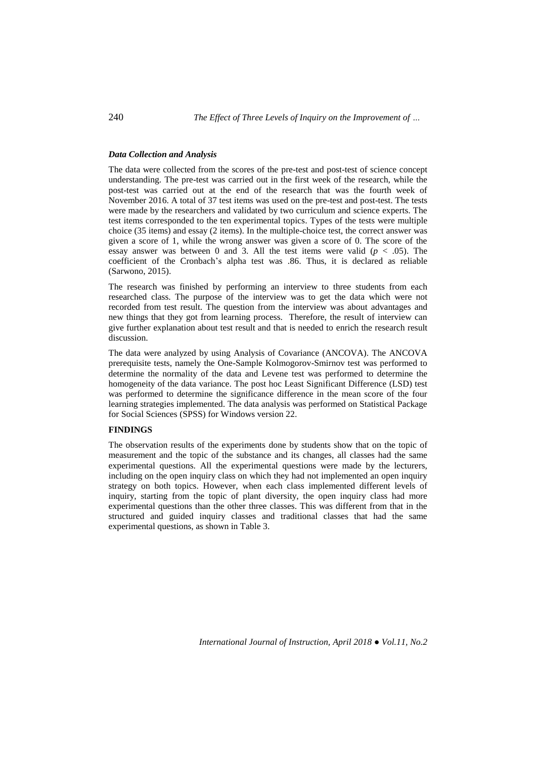### *Data Collection and Analysis*

The data were collected from the scores of the pre-test and post-test of science concept understanding. The pre-test was carried out in the first week of the research, while the post-test was carried out at the end of the research that was the fourth week of November 2016. A total of 37 test items was used on the pre-test and post-test. The tests were made by the researchers and validated by two curriculum and science experts. The test items corresponded to the ten experimental topics. Types of the tests were multiple choice (35 items) and essay (2 items). In the multiple-choice test, the correct answer was given a score of 1, while the wrong answer was given a score of 0. The score of the essay answer was between 0 and 3. All the test items were valid ($p < .05$). The coefficient of the Cronbach's alpha test was .86. Thus, it is declared as reliable (Sarwono, 2015).

The research was finished by performing an interview to three students from each researched class. The purpose of the interview was to get the data which were not recorded from test result. The question from the interview was about advantages and new things that they got from learning process. Therefore, the result of interview can give further explanation about test result and that is needed to enrich the research result discussion.

The data were analyzed by using Analysis of Covariance (ANCOVA). The ANCOVA prerequisite tests, namely the One-Sample Kolmogorov-Smirnov test was performed to determine the normality of the data and Levene test was performed to determine the homogeneity of the data variance. The post hoc Least Significant Difference (LSD) test was performed to determine the significance difference in the mean score of the four learning strategies implemented. The data analysis was performed on Statistical Package for Social Sciences (SPSS) for Windows version 22.

## FINDINGS

The observation results of the experiments done by students show that on the topic of measurement and the topic of the substance and its changes, all classes had the same experimental questions. All the experimental questions were made by the lecturers, including on the open inquiry class on which they had not implemented an open inquiry strategy on both topics. However, when each class implemented different levels of inquiry, starting from the topic of plant diversity, the open inquiry class had more experimental questions than the other three classes. This was different from that in the structured and guided inquiry classes and traditional classes that had the same experimental questions, as shown in Table 3.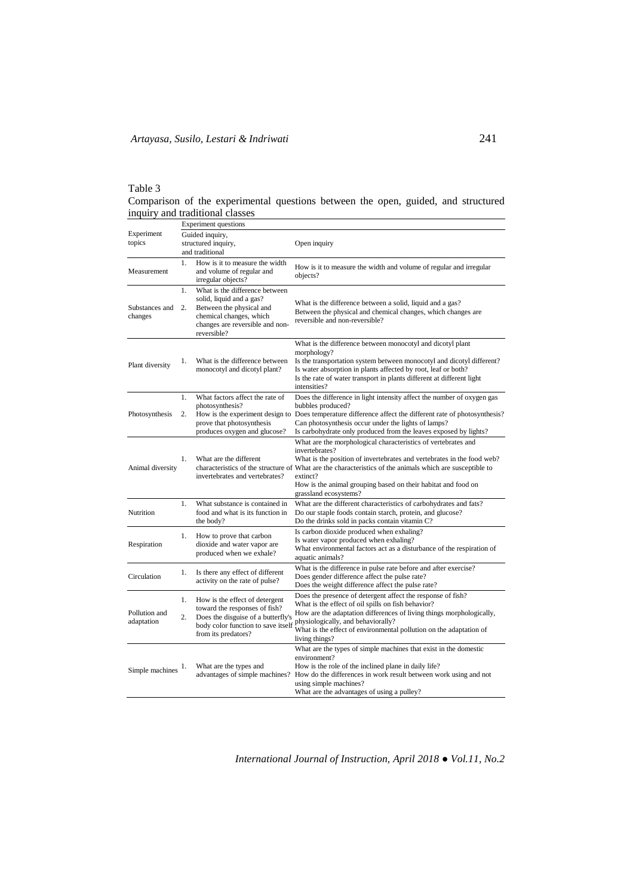Table 3

Comparison of the experimental questions between the open, guided, and structured inquiry and traditional classes

| Experiment topics | Experiment questions | |
|---|---|---|
| | Guided inquiry, structured inquiry, and traditional | Open inquiry |
| Measurement | 1. How is it to measure the width and volume of regular and irregular objects? | How is it to measure the width and volume of regular and irregular objects? |
| Substances and changes | 1. What is the difference between solid, liquid and a gas? 2. Between the physical and chemical changes, which changes are reversible and non-reversible? | What is the difference between a solid, liquid and a gas? Between the physical and chemical changes, which changes are reversible and non-reversible? |
| Plant diversity | 1. What is the difference between monocotyl and dicotyl plant? | What is the difference between monocotyl and dicotyl plant morphology? Is the transportation system between monocotyl and dicotyl different? Is water absorption in plants affected by root, leaf or both? Is the rate of water transport in plants different at different light intensities? |
| Photosynthesis | 1. What factors affect the rate of photosynthesis? 2. How is the experiment design to prove that photosynthesis produces oxygen and glucose? | Does the difference in light intensity affect the number of oxygen gas bubbles produced? Does temperature difference affect the different rate of photosynthesis? Can photosynthesis occur under the lights of lamps? Is carbohydrate only produced from the leaves exposed by lights? |
| Animal diversity | 1. What are the different characteristics of the structure of invertebrates and vertebrates? | What are the morphological characteristics of vertebrates and invertebrates? What is the position of invertebrates and vertebrates in the food web? What are the characteristics of the animals which are susceptible to extinct? How is the animal grouping based on their habitat and food on grassland ecosystems? |
| Nutrition | 1. What substance is contained in food and what is its function in the body? | What are the different characteristics of carbohydrates and fats? Do our staple foods contain starch, protein, and glucose? Do the drinks sold in packs contain vitamin C? |
| Respiration | 1. How to prove that carbon dioxide and water vapor are produced when we exhale? | Is carbon dioxide produced when exhaling? Is water vapor produced when exhaling? What environmental factors act as a disturbance of the respiration of aquatic animals? |
| Circulation | 1. Is there any effect of different activity on the rate of pulse? | What is the difference in pulse rate before and after exercise? Does gender difference affect the pulse rate? Does the weight difference affect the pulse rate? |
| Pollution and adaptation | 1. How is the effect of detergent toward the responses of fish? 2. Does the disguise of a butterfly's body color function to save itself from its predators? | Does the presence of detergent affect the response of fish? What is the effect of oil spills on fish behavior? How are the adaptation differences of living things morphologically, physiologically, and behaviorally? What is the effect of environmental pollution on the adaptation of living things? |
| Simple machines | 1. What are the types and advantages of simple machines? | What are the types of simple machines that exist in the domestic environment? How is the role of the inclined plane in daily life? How do the differences in work result between work using and not using simple machines? What are the advantages of using a pulley? |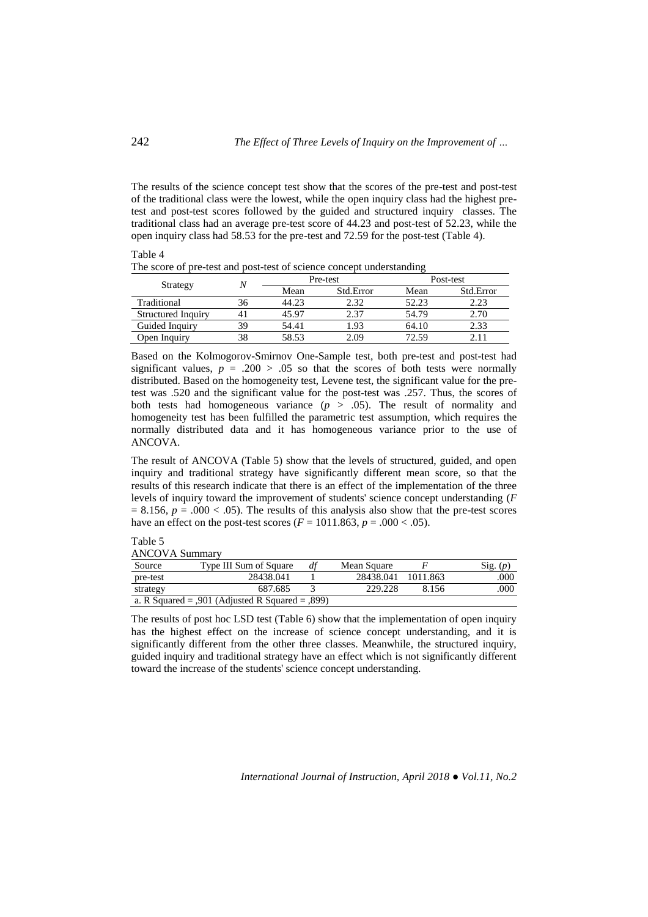The results of the science concept test show that the scores of the pre-test and post-test of the traditional class were the lowest, while the open inquiry class had the highest pre-test and post-test scores followed by the guided and structured inquiry classes. The traditional class had an average pre-test score of 44.23 and post-test of 52.23, while the open inquiry class had 58.53 for the pre-test and 72.59 for the post-test (Table 4).

Table 4
The score of pre-test and post-test of science concept understanding

| Strategy | $N$ | Pre-test | | Post-test | |
|---|---|---|---|---|---|
| | | Mean | Std.Error | Mean | Std.Error |
| Traditional | 36 | 44.23 | 2.32 | 52.23 | 2.23 |
| Structured Inquiry | 41 | 45.97 | 2.37 | 54.79 | 2.70 |
| Guided Inquiry | 39 | 54.41 | 1.93 | 64.10 | 2.33 |
| Open Inquiry | 38 | 58.53 | 2.09 | 72.59 | 2.11 |

Based on the Kolmogorov-Smirnov One-Sample test, both pre-test and post-test had significant values, $p = .200 > .05$ so that the scores of both tests were normally distributed. Based on the homogeneity test, Levene test, the significant value for the pre-test was .520 and the significant value for the post-test was .257. Thus, the scores of both tests had homogeneous variance ($p > .05$). The result of normality and homogeneity test has been fulfilled the parametric test assumption, which requires the normally distributed data and it has homogeneous variance prior to the use of ANCOVA.

The result of ANCOVA (Table 5) show that the levels of structured, guided, and open inquiry and traditional strategy have significantly different mean score, so that the results of this research indicate that there is an effect of the implementation of the three levels of inquiry toward the improvement of students' science concept understanding ($F = 8.156$, $p = .000 < .05$). The results of this analysis also show that the pre-test scores have an effect on the post-test scores ($F = 1011.863$, $p = .000 < .05$).

Table 5
ANCOVA Summary

| Source | Type III Sum of Square | $df$ | Mean Square | $F$ | Sig. ($p$) |
|---|---|---|---|---|---|
| pre-test | 28438.041 | 1 | 28438.041 | 1011.863 | .000 |
| strategy | 687.685 | 3 | 229.228 | 8.156 | .000 |
| a. R Squared = ,901 (Adjusted R Squared = ,899) | | | | | |

The results of post hoc LSD test (Table 6) show that the implementation of open inquiry has the highest effect on the increase of science concept understanding, and it is significantly different from the other three classes. Meanwhile, the structured inquiry, guided inquiry and traditional strategy have an effect which is not significantly different toward the increase of the students' science concept understanding.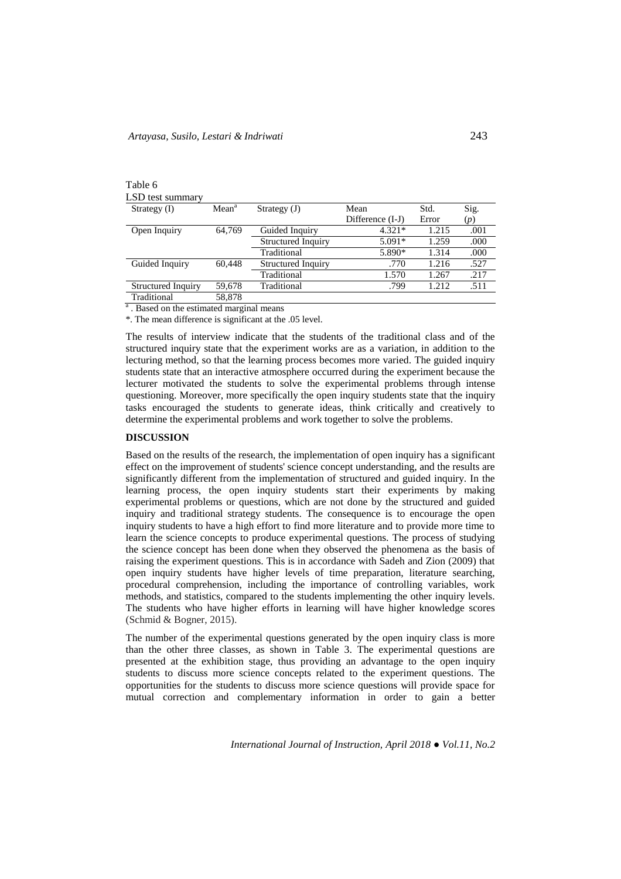Table 6

LSD test summary

| Strategy (I) | Mean[a] | Strategy (J) | Mean Difference (I-J) | Std. Error | Sig. (*p*) |
|---|---|---|---|---|---|
| Open Inquiry | 64,769 | Guided Inquiry | 4.321* | 1.215 | .001 |
| | | Structured Inquiry | 5.091* | 1.259 | .000 |
| | | Traditional | 5.890* | 1.314 | .000 |
| Guided Inquiry | 60,448 | Structured Inquiry | .770 | 1.216 | .527 |
| | | Traditional | 1.570 | 1.267 | .217 |
| Structured Inquiry | 59,678 | Traditional | .799 | 1.212 | .511 |
| Traditional | 58,878 | | | | |

[a] . Based on the estimated marginal means

*. The mean difference is significant at the .05 level.

The results of interview indicate that the students of the traditional class and of the structured inquiry state that the experiment works are as a variation, in addition to the lecturing method, so that the learning process becomes more varied. The guided inquiry students state that an interactive atmosphere occurred during the experiment because the lecturer motivated the students to solve the experimental problems through intense questioning. Moreover, more specifically the open inquiry students state that the inquiry tasks encouraged the students to generate ideas, think critically and creatively to determine the experimental problems and work together to solve the problems.

## DISCUSSION

Based on the results of the research, the implementation of open inquiry has a significant effect on the improvement of students' science concept understanding, and the results are significantly different from the implementation of structured and guided inquiry. In the learning process, the open inquiry students start their experiments by making experimental problems or questions, which are not done by the structured and guided inquiry and traditional strategy students. The consequence is to encourage the open inquiry students to have a high effort to find more literature and to provide more time to learn the science concepts to produce experimental questions. The process of studying the science concept has been done when they observed the phenomena as the basis of raising the experiment questions. This is in accordance with Sadeh and Zion (2009) that open inquiry students have higher levels of time preparation, literature searching, procedural comprehension, including the importance of controlling variables, work methods, and statistics, compared to the students implementing the other inquiry levels. The students who have higher efforts in learning will have higher knowledge scores (Schmid & Bogner, 2015).

The number of the experimental questions generated by the open inquiry class is more than the other three classes, as shown in Table 3. The experimental questions are presented at the exhibition stage, thus providing an advantage to the open inquiry students to discuss more science concepts related to the experiment questions. The opportunities for the students to discuss more science questions will provide space for mutual correction and complementary information in order to gain a better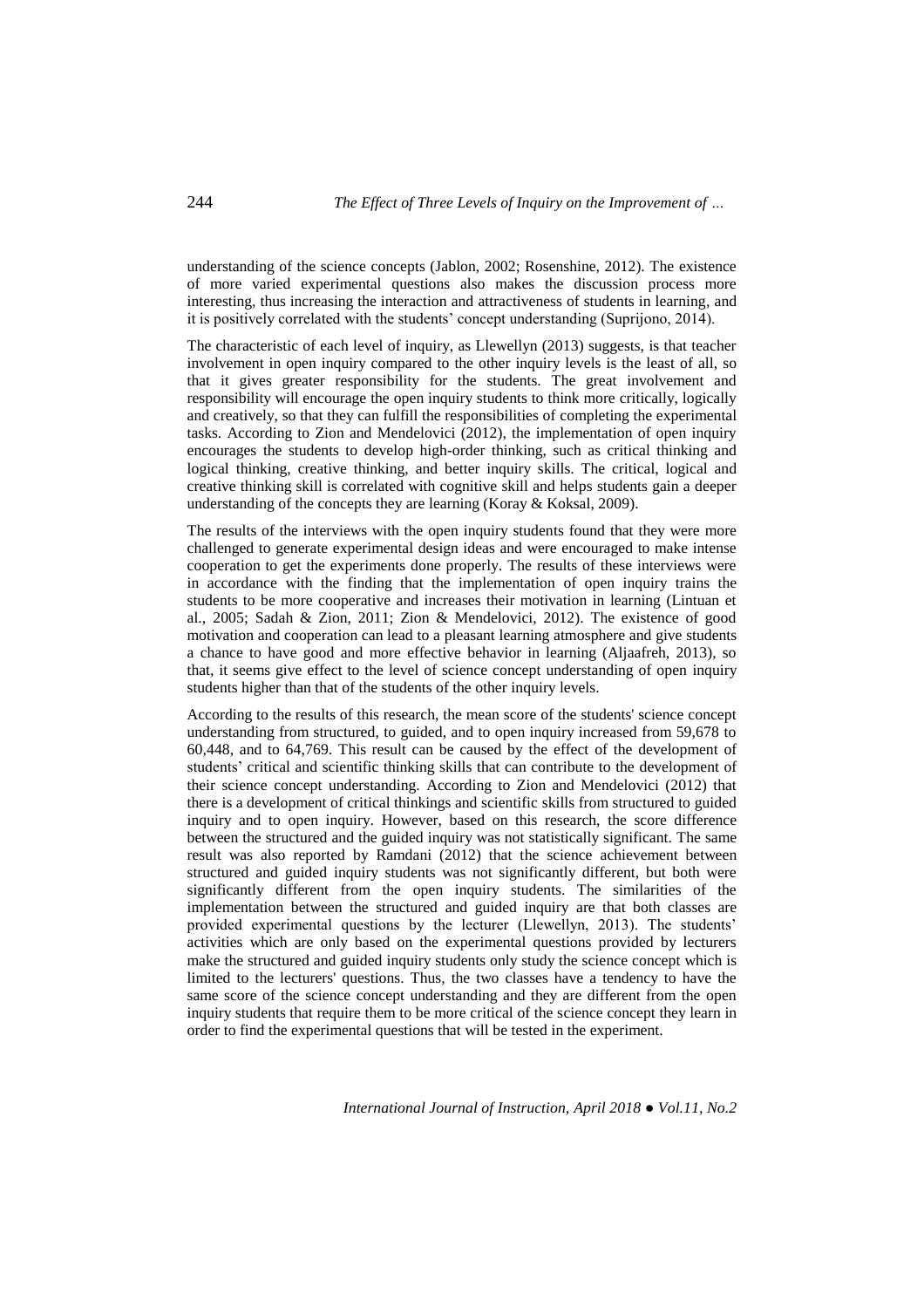understanding of the science concepts (Jablon, 2002; Rosenshine, 2012). The existence of more varied experimental questions also makes the discussion process more interesting, thus increasing the interaction and attractiveness of students in learning, and it is positively correlated with the students' concept understanding (Suprijono, 2014).

The characteristic of each level of inquiry, as Llewellyn (2013) suggests, is that teacher involvement in open inquiry compared to the other inquiry levels is the least of all, so that it gives greater responsibility for the students. The great involvement and responsibility will encourage the open inquiry students to think more critically, logically and creatively, so that they can fulfill the responsibilities of completing the experimental tasks. According to Zion and Mendelovici (2012), the implementation of open inquiry encourages the students to develop high-order thinking, such as critical thinking and logical thinking, creative thinking, and better inquiry skills. The critical, logical and creative thinking skill is correlated with cognitive skill and helps students gain a deeper understanding of the concepts they are learning (Koray & Koksal, 2009).

The results of the interviews with the open inquiry students found that they were more challenged to generate experimental design ideas and were encouraged to make intense cooperation to get the experiments done properly. The results of these interviews were in accordance with the finding that the implementation of open inquiry trains the students to be more cooperative and increases their motivation in learning (Lintuan et al., 2005; Sadah & Zion, 2011; Zion & Mendelovici, 2012). The existence of good motivation and cooperation can lead to a pleasant learning atmosphere and give students a chance to have good and more effective behavior in learning (Aljaafreh, 2013), so that, it seems give effect to the level of science concept understanding of open inquiry students higher than that of the students of the other inquiry levels.

According to the results of this research, the mean score of the students' science concept understanding from structured, to guided, and to open inquiry increased from 59,678 to 60,448, and to 64,769. This result can be caused by the effect of the development of students' critical and scientific thinking skills that can contribute to the development of their science concept understanding. According to Zion and Mendelovici (2012) that there is a development of critical thinkings and scientific skills from structured to guided inquiry and to open inquiry. However, based on this research, the score difference between the structured and the guided inquiry was not statistically significant. The same result was also reported by Ramdani (2012) that the science achievement between structured and guided inquiry students was not significantly different, but both were significantly different from the open inquiry students. The similarities of the implementation between the structured and guided inquiry are that both classes are provided experimental questions by the lecturer (Llewellyn, 2013). The students' activities which are only based on the experimental questions provided by lecturers make the structured and guided inquiry students only study the science concept which is limited to the lecturers' questions. Thus, the two classes have a tendency to have the same score of the science concept understanding and they are different from the open inquiry students that require them to be more critical of the science concept they learn in order to find the experimental questions that will be tested in the experiment.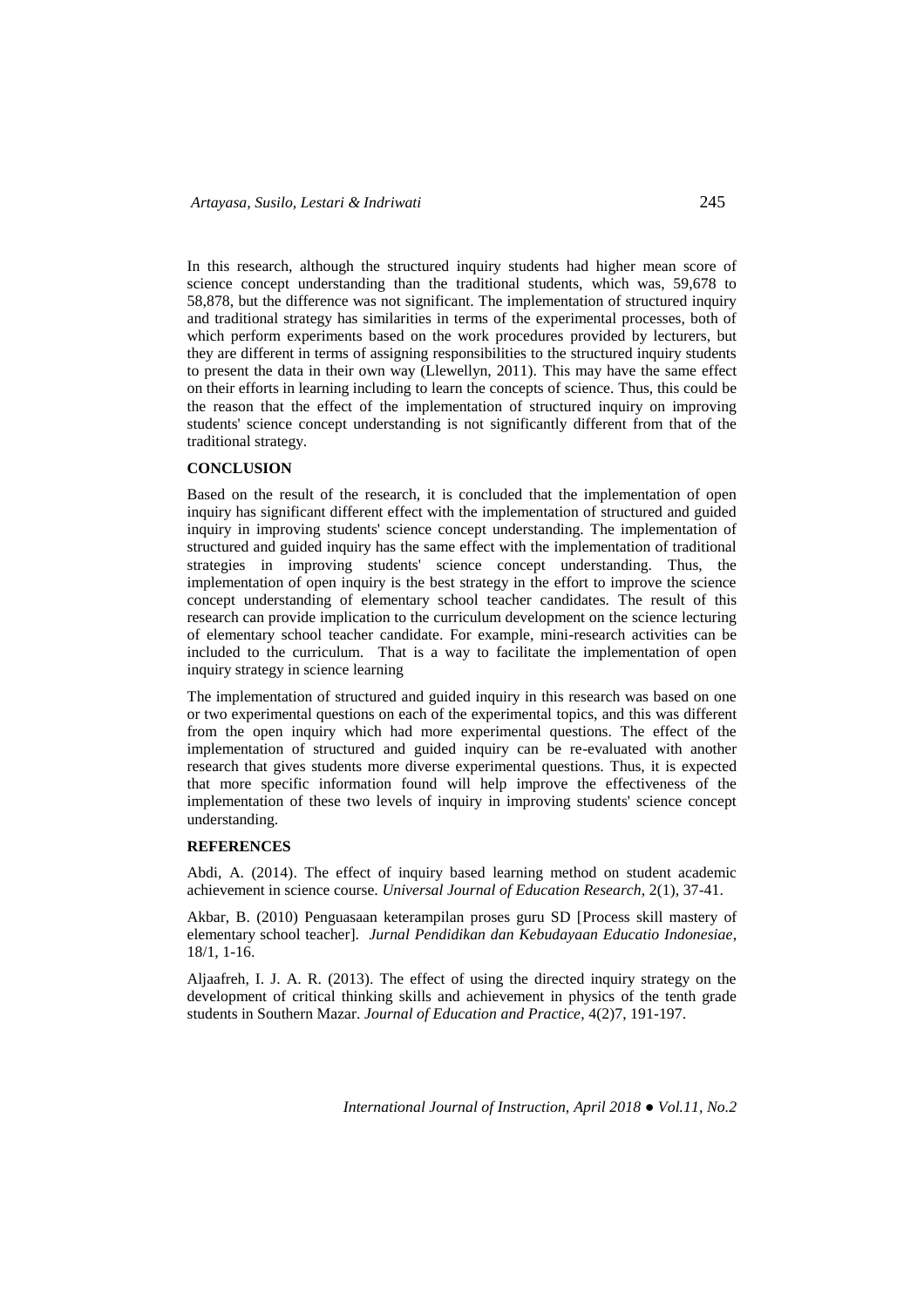In this research, although the structured inquiry students had higher mean score of science concept understanding than the traditional students, which was, 59,678 to 58,878, but the difference was not significant. The implementation of structured inquiry and traditional strategy has similarities in terms of the experimental processes, both of which perform experiments based on the work procedures provided by lecturers, but they are different in terms of assigning responsibilities to the structured inquiry students to present the data in their own way (Llewellyn, 2011). This may have the same effect on their efforts in learning including to learn the concepts of science. Thus, this could be the reason that the effect of the implementation of structured inquiry on improving students' science concept understanding is not significantly different from that of the traditional strategy.

## CONCLUSION

Based on the result of the research, it is concluded that the implementation of open inquiry has significant different effect with the implementation of structured and guided inquiry in improving students' science concept understanding. The implementation of structured and guided inquiry has the same effect with the implementation of traditional strategies in improving students' science concept understanding. Thus, the implementation of open inquiry is the best strategy in the effort to improve the science concept understanding of elementary school teacher candidates. The result of this research can provide implication to the curriculum development on the science lecturing of elementary school teacher candidate. For example, mini-research activities can be included to the curriculum. That is a way to facilitate the implementation of open inquiry strategy in science learning

The implementation of structured and guided inquiry in this research was based on one or two experimental questions on each of the experimental topics, and this was different from the open inquiry which had more experimental questions. The effect of the implementation of structured and guided inquiry can be re-evaluated with another research that gives students more diverse experimental questions. Thus, it is expected that more specific information found will help improve the effectiveness of the implementation of these two levels of inquiry in improving students' science concept understanding.

## REFERENCES

Abdi, A. (2014). The effect of inquiry based learning method on student academic achievement in science course. *Universal Journal of Education Research*, 2(1), 37-41.

Akbar, B. (2010) Penguasaan keterampilan proses guru SD [Process skill mastery of elementary school teacher]. *Jurnal Pendidikan dan Kebudayaan Educatio Indonesiae*, 18/1, 1-16.

Aljaafreh, I. J. A. R. (2013). The effect of using the directed inquiry strategy on the development of critical thinking skills and achievement in physics of the tenth grade students in Southern Mazar. *Journal of Education and Practice*, 4(2)7, 191-197.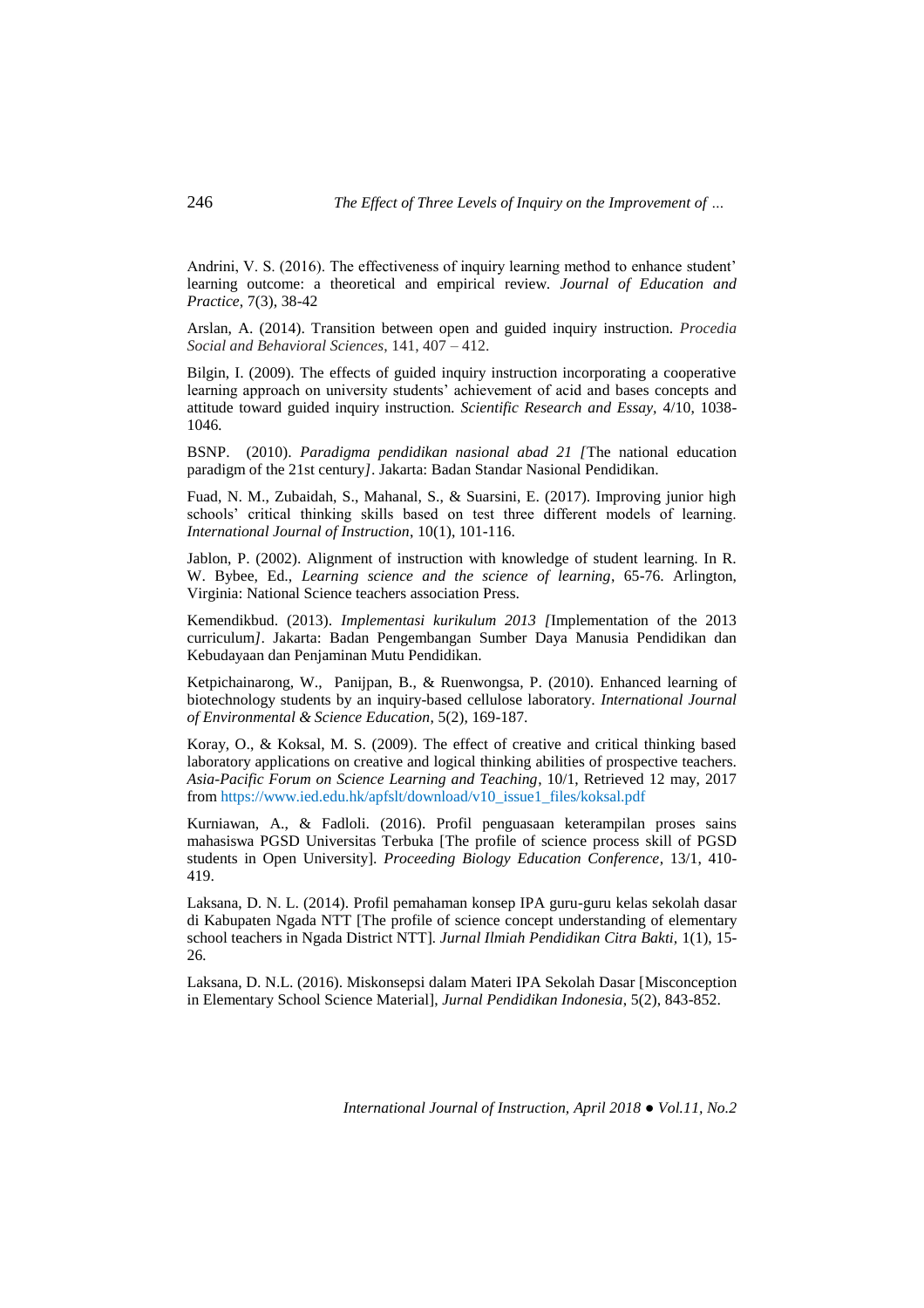Andrini, V. S. (2016). The effectiveness of inquiry learning method to enhance student' learning outcome: a theoretical and empirical review. *Journal of Education and Practice*, 7(3), 38-42

Arslan, A. (2014). Transition between open and guided inquiry instruction. *Procedia Social and Behavioral Sciences*, 141, 407 – 412.

Bilgin, I. (2009). The effects of guided inquiry instruction incorporating a cooperative learning approach on university students' achievement of acid and bases concepts and attitude toward guided inquiry instruction. *Scientific Research and Essay*, 4/10, 1038-1046.

BSNP. (2010). *Paradigma pendidikan nasional abad 21 [*The national education paradigm of the 21st century*]*. Jakarta: Badan Standar Nasional Pendidikan.

Fuad, N. M., Zubaidah, S., Mahanal, S., & Suarsini, E. (2017). Improving junior high schools' critical thinking skills based on test three different models of learning. *International Journal of Instruction*, 10(1), 101-116.

Jablon, P. (2002). Alignment of instruction with knowledge of student learning. In R. W. Bybee, Ed., *Learning science and the science of learning*, 65-76. Arlington, Virginia: National Science teachers association Press.

Kemendikbud. (2013). *Implementasi kurikulum 2013 [*Implementation of the 2013 curriculum*]*. Jakarta: Badan Pengembangan Sumber Daya Manusia Pendidikan dan Kebudayaan dan Penjaminan Mutu Pendidikan.

Ketpichainarong, W., Panijpan, B., & Ruenwongsa, P. (2010). Enhanced learning of biotechnology students by an inquiry-based cellulose laboratory. *International Journal of Environmental & Science Education*, 5(2), 169-187.

Koray, O., & Koksal, M. S. (2009). The effect of creative and critical thinking based laboratory applications on creative and logical thinking abilities of prospective teachers. *Asia-Pacific Forum on Science Learning and Teaching*, 10/1, Retrieved 12 may, 2017 from https://www.ied.edu.hk/apfslt/download/v10_issue1_files/koksal.pdf

Kurniawan, A., & Fadloli. (2016). Profil penguasaan keterampilan proses sains mahasiswa PGSD Universitas Terbuka [The profile of science process skill of PGSD students in Open University]. *Proceeding Biology Education Conference*, 13/1, 410-419.

Laksana, D. N. L. (2014). Profil pemahaman konsep IPA guru-guru kelas sekolah dasar di Kabupaten Ngada NTT [The profile of science concept understanding of elementary school teachers in Ngada District NTT]. *Jurnal Ilmiah Pendidikan Citra Bakti,* 1(1), 15-26.

Laksana, D. N.L. (2016). Miskonsepsi dalam Materi IPA Sekolah Dasar [Misconception in Elementary School Science Material], *Jurnal Pendidikan Indonesia*, 5(2), 843-852.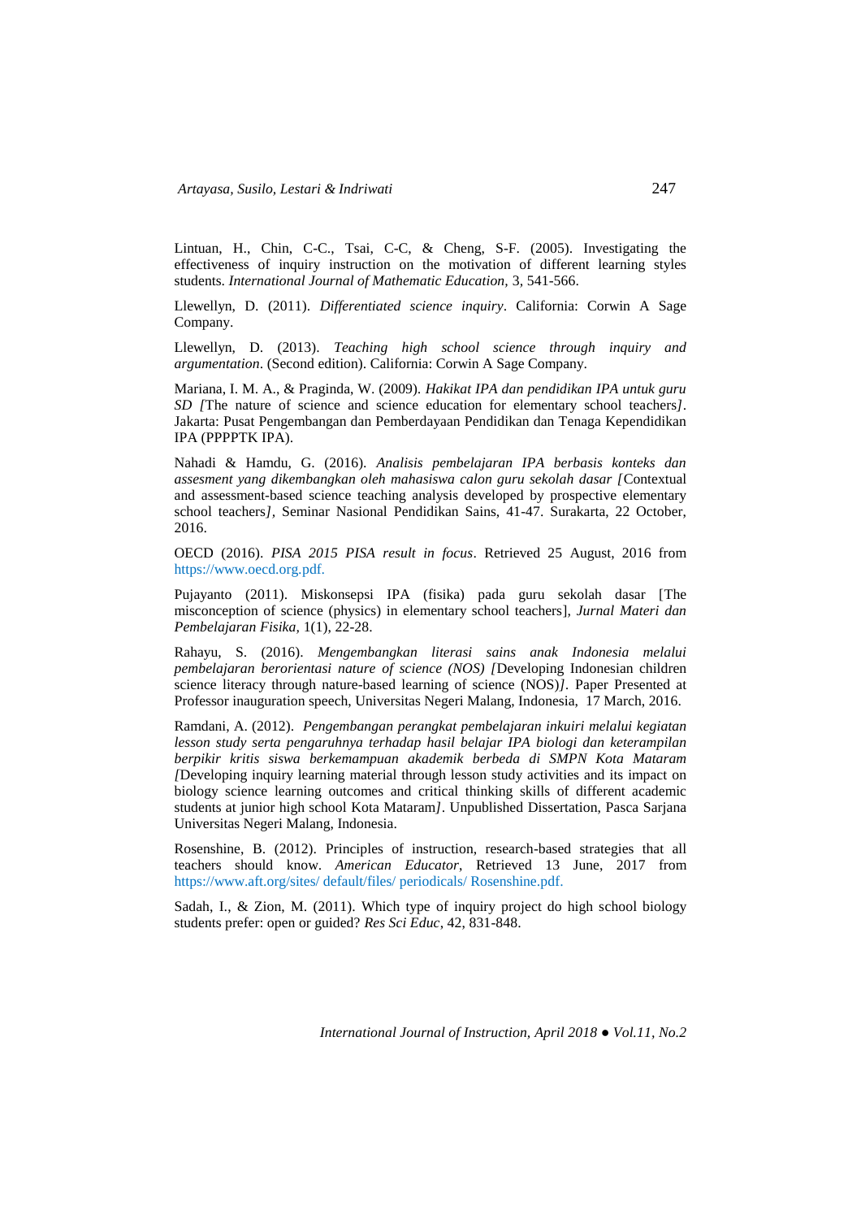Lintuan, H., Chin, C-C., Tsai, C-C, & Cheng, S-F. (2005). Investigating the effectiveness of inquiry instruction on the motivation of different learning styles students. *International Journal of Mathematic Education,* 3, 541-566.

Llewellyn, D. (2011). *Differentiated science inquiry*. California: Corwin A Sage Company.

Llewellyn, D. (2013). *Teaching high school science through inquiry and argumentation*. (Second edition). California: Corwin A Sage Company.

Mariana, I. M. A., & Praginda, W. (2009). *Hakikat IPA dan pendidikan IPA untuk guru SD [*The nature of science and science education for elementary school teachers*]*. Jakarta: Pusat Pengembangan dan Pemberdayaan Pendidikan dan Tenaga Kependidikan IPA (PPPPTK IPA).

Nahadi & Hamdu, G. (2016). *Analisis pembelajaran IPA berbasis konteks dan assesment yang dikembangkan oleh mahasiswa calon guru sekolah dasar [*Contextual and assessment-based science teaching analysis developed by prospective elementary school teachers*]*, Seminar Nasional Pendidikan Sains, 41-47. Surakarta, 22 October, 2016.

OECD (2016). *PISA 2015 PISA result in focus*. Retrieved 25 August, 2016 from https://www.oecd.org.pdf.

Pujayanto (2011). Miskonsepsi IPA (fisika) pada guru sekolah dasar [The misconception of science (physics) in elementary school teachers], *Jurnal Materi dan Pembelajaran Fisika,* 1(1), 22-28.

Rahayu, S. (2016). *Mengembangkan literasi sains anak Indonesia melalui pembelajaran berorientasi nature of science (NOS) [*Developing Indonesian children science literacy through nature-based learning of science (NOS)*]*. Paper Presented at Professor inauguration speech, Universitas Negeri Malang, Indonesia, 17 March, 2016.

Ramdani, A. (2012). *Pengembangan perangkat pembelajaran inkuiri melalui kegiatan lesson study serta pengaruhnya terhadap hasil belajar IPA biologi dan keterampilan berpikir kritis siswa berkemampuan akademik berbeda di SMPN Kota Mataram [*Developing inquiry learning material through lesson study activities and its impact on biology science learning outcomes and critical thinking skills of different academic students at junior high school Kota Mataram*]*. Unpublished Dissertation, Pasca Sarjana Universitas Negeri Malang, Indonesia.

Rosenshine, B. (2012). Principles of instruction, research-based strategies that all teachers should know. *American Educator*, Retrieved 13 June, 2017 from https://www.aft.org/sites/ default/files/ periodicals/ Rosenshine.pdf.

Sadah, I., & Zion, M. (2011). Which type of inquiry project do high school biology students prefer: open or guided? *Res Sci Educ*, 42, 831-848.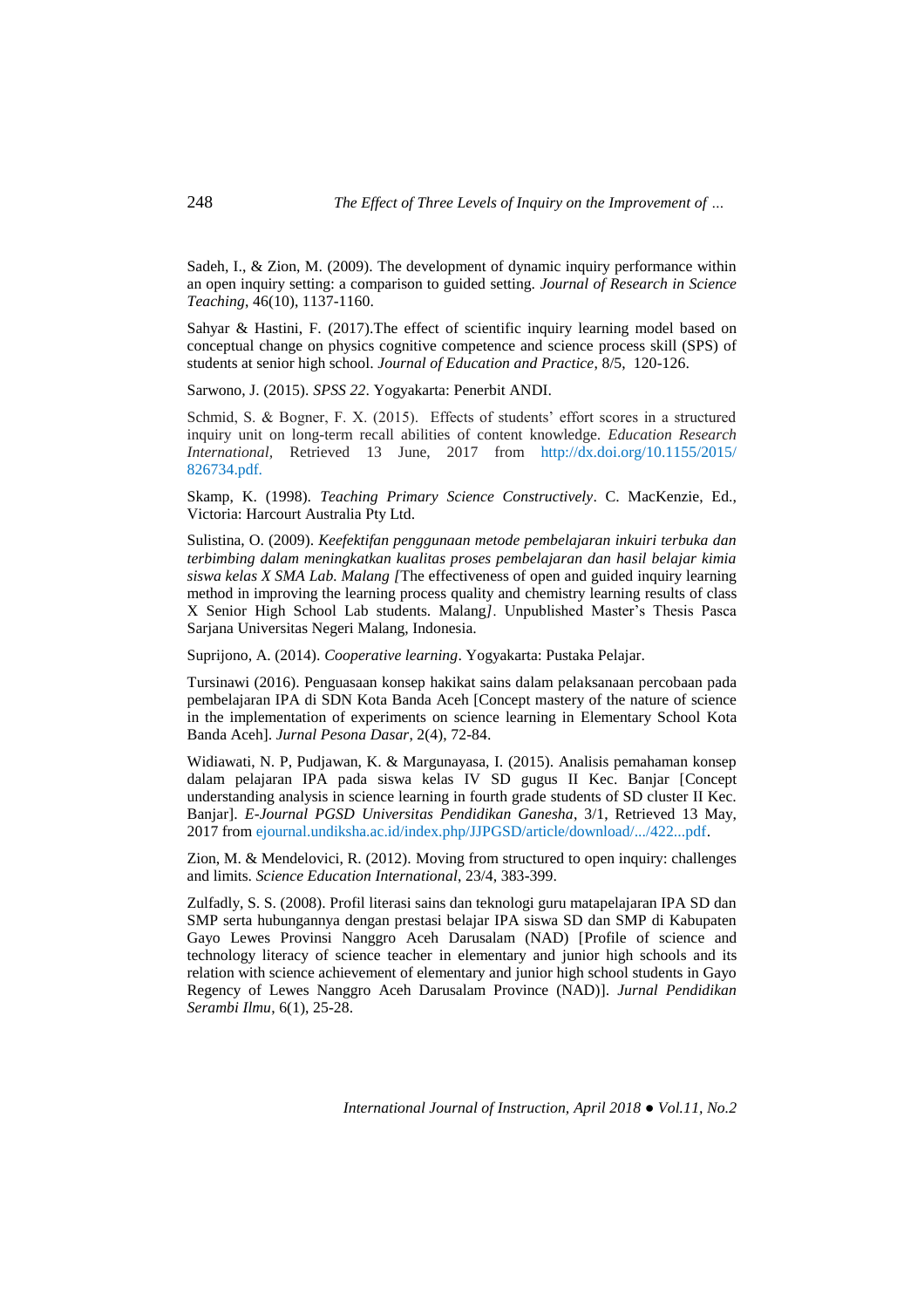Sadeh, I., & Zion, M. (2009). The development of dynamic inquiry performance within an open inquiry setting: a comparison to guided setting. *Journal of Research in Science Teaching*, 46(10), 1137-1160.

Sahyar & Hastini, F. (2017).The effect of scientific inquiry learning model based on conceptual change on physics cognitive competence and science process skill (SPS) of students at senior high school. *Journal of Education and Practice*, 8/5, 120-126.

Sarwono, J. (2015). *SPSS 22*. Yogyakarta: Penerbit ANDI.

Schmid, S. & Bogner, F. X. (2015). Effects of students' effort scores in a structured inquiry unit on long-term recall abilities of content knowledge. *Education Research International*, Retrieved 13 June, 2017 from http://dx.doi.org/10.1155/2015/826734.pdf.

Skamp, K. (1998). *Teaching Primary Science Constructively*. C. MacKenzie, Ed., Victoria: Harcourt Australia Pty Ltd.

Sulistina, O. (2009). *Keefektifan penggunaan metode pembelajaran inkuiri terbuka dan terbimbing dalam meningkatkan kualitas proses pembelajaran dan hasil belajar kimia siswa kelas X SMA Lab. Malang [*The effectiveness of open and guided inquiry learning method in improving the learning process quality and chemistry learning results of class X Senior High School Lab students. Malang*]*. Unpublished Master's Thesis Pasca Sarjana Universitas Negeri Malang, Indonesia.

Suprijono, A. (2014). *Cooperative learning*. Yogyakarta: Pustaka Pelajar.

Tursinawi (2016). Penguasaan konsep hakikat sains dalam pelaksanaan percobaan pada pembelajaran IPA di SDN Kota Banda Aceh [Concept mastery of the nature of science in the implementation of experiments on science learning in Elementary School Kota Banda Aceh]. *Jurnal Pesona Dasar*, 2(4), 72-84.

Widiawati, N. P, Pudjawan, K. & Margunayasa, I. (2015). Analisis pemahaman konsep dalam pelajaran IPA pada siswa kelas IV SD gugus II Kec. Banjar [Concept understanding analysis in science learning in fourth grade students of SD cluster II Kec. Banjar]. *E-Journal PGSD Universitas Pendidikan Ganesha*, 3/1, Retrieved 13 May, 2017 from ejournal.undiksha.ac.id/index.php/JJPGSD/article/download/.../422...pdf.

Zion, M. & Mendelovici, R. (2012). Moving from structured to open inquiry: challenges and limits. *Science Education International*, 23/4, 383-399.

Zulfadly, S. S. (2008). Profil literasi sains dan teknologi guru matapelajaran IPA SD dan SMP serta hubungannya dengan prestasi belajar IPA siswa SD dan SMP di Kabupaten Gayo Lewes Provinsi Nanggro Aceh Darusalam (NAD) [Profile of science and technology literacy of science teacher in elementary and junior high schools and its relation with science achievement of elementary and junior high school students in Gayo Regency of Lewes Nanggro Aceh Darusalam Province (NAD)]. *Jurnal Pendidikan Serambi Ilmu*, 6(1), 25-28.